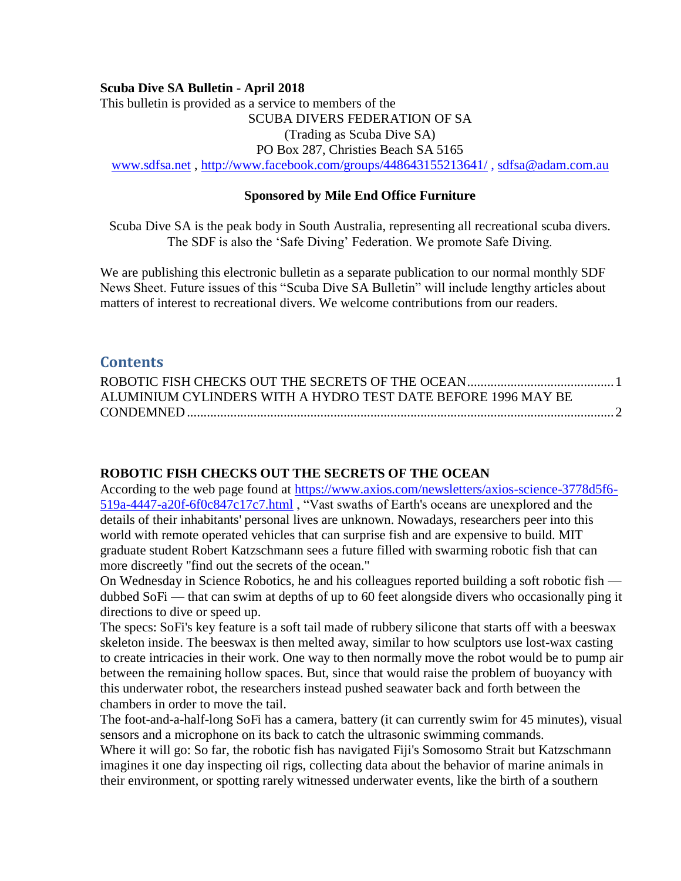**Scuba Dive SA Bulletin - April 2018**

This bulletin is provided as a service to members of the

SCUBA DIVERS FEDERATION OF SA
(Trading as Scuba Dive SA)
PO Box 287, Christies Beach SA 5165
www.sdfsa.net , http://www.facebook.com/groups/448643155213641/ , sdfsa@adam.com.au

**Sponsored by Mile End Office Furniture**

Scuba Dive SA is the peak body in South Australia, representing all recreational scuba divers. The SDF is also the 'Safe Diving' Federation. We promote Safe Diving.

We are publishing this electronic bulletin as a separate publication to our normal monthly SDF News Sheet. Future issues of this "Scuba Dive SA Bulletin" will include lengthy articles about matters of interest to recreational divers. We welcome contributions from our readers.

## Contents

ROBOTIC FISH CHECKS OUT THE SECRETS OF THE OCEAN .......... 1
ALUMINIUM CYLINDERS WITH A HYDRO TEST DATE BEFORE 1996 MAY BE CONDEMNED .......... 2

### ROBOTIC FISH CHECKS OUT THE SECRETS OF THE OCEAN

According to the web page found at https://www.axios.com/newsletters/axios-science-3778d5f6-519a-4447-a20f-6f0c847c17c7.html , "Vast swaths of Earth's oceans are unexplored and the details of their inhabitants' personal lives are unknown. Nowadays, researchers peer into this world with remote operated vehicles that can surprise fish and are expensive to build. MIT graduate student Robert Katzschmann sees a future filled with swarming robotic fish that can more discreetly "find out the secrets of the ocean."

On Wednesday in Science Robotics, he and his colleagues reported building a soft robotic fish — dubbed SoFi — that can swim at depths of up to 60 feet alongside divers who occasionally ping it directions to dive or speed up.

The specs: SoFi's key feature is a soft tail made of rubbery silicone that starts off with a beeswax skeleton inside. The beeswax is then melted away, similar to how sculptors use lost-wax casting to create intricacies in their work. One way to then normally move the robot would be to pump air between the remaining hollow spaces. But, since that would raise the problem of buoyancy with this underwater robot, the researchers instead pushed seawater back and forth between the chambers in order to move the tail.

The foot-and-a-half-long SoFi has a camera, battery (it can currently swim for 45 minutes), visual sensors and a microphone on its back to catch the ultrasonic swimming commands.

Where it will go: So far, the robotic fish has navigated Fiji's Somosomo Strait but Katzschmann imagines it one day inspecting oil rigs, collecting data about the behavior of marine animals in their environment, or spotting rarely witnessed underwater events, like the birth of a southern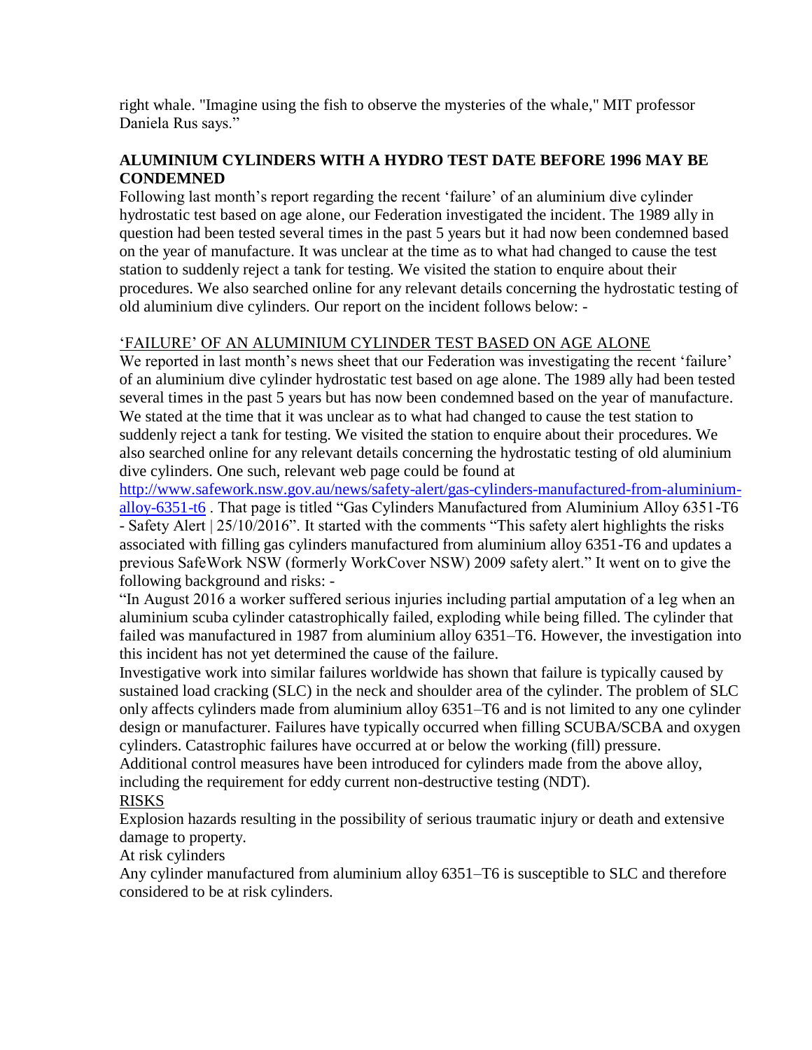right whale. "Imagine using the fish to observe the mysteries of the whale," MIT professor Daniela Rus says."

## ALUMINIUM CYLINDERS WITH A HYDRO TEST DATE BEFORE 1996 MAY BE CONDEMNED

Following last month's report regarding the recent 'failure' of an aluminium dive cylinder hydrostatic test based on age alone, our Federation investigated the incident. The 1989 ally in question had been tested several times in the past 5 years but it had now been condemned based on the year of manufacture. It was unclear at the time as to what had changed to cause the test station to suddenly reject a tank for testing. We visited the station to enquire about their procedures. We also searched online for any relevant details concerning the hydrostatic testing of old aluminium dive cylinders. Our report on the incident follows below: -

### 'FAILURE' OF AN ALUMINIUM CYLINDER TEST BASED ON AGE ALONE

We reported in last month's news sheet that our Federation was investigating the recent 'failure' of an aluminium dive cylinder hydrostatic test based on age alone. The 1989 ally had been tested several times in the past 5 years but has now been condemned based on the year of manufacture. We stated at the time that it was unclear as to what had changed to cause the test station to suddenly reject a tank for testing. We visited the station to enquire about their procedures. We also searched online for any relevant details concerning the hydrostatic testing of old aluminium dive cylinders. One such, relevant web page could be found at [http://www.safework.nsw.gov.au/news/safety-alert/gas-cylinders-manufactured-from-aluminium-alloy-6351-t6](http://www.safework.nsw.gov.au/news/safety-alert/gas-cylinders-manufactured-from-aluminium-alloy-6351-t6) . That page is titled "Gas Cylinders Manufactured from Aluminium Alloy 6351-T6 - Safety Alert | 25/10/2016". It started with the comments "This safety alert highlights the risks associated with filling gas cylinders manufactured from aluminium alloy 6351-T6 and updates a previous SafeWork NSW (formerly WorkCover NSW) 2009 safety alert." It went on to give the following background and risks: -

"In August 2016 a worker suffered serious injuries including partial amputation of a leg when an aluminium scuba cylinder catastrophically failed, exploding while being filled. The cylinder that failed was manufactured in 1987 from aluminium alloy 6351–T6. However, the investigation into this incident has not yet determined the cause of the failure.

Investigative work into similar failures worldwide has shown that failure is typically caused by sustained load cracking (SLC) in the neck and shoulder area of the cylinder. The problem of SLC only affects cylinders made from aluminium alloy 6351–T6 and is not limited to any one cylinder design or manufacturer. Failures have typically occurred when filling SCUBA/SCBA and oxygen cylinders. Catastrophic failures have occurred at or below the working (fill) pressure.

Additional control measures have been introduced for cylinders made from the above alloy, including the requirement for eddy current non-destructive testing (NDT).

RISKS

Explosion hazards resulting in the possibility of serious traumatic injury or death and extensive damage to property.

At risk cylinders

Any cylinder manufactured from aluminium alloy 6351–T6 is susceptible to SLC and therefore considered to be at risk cylinders.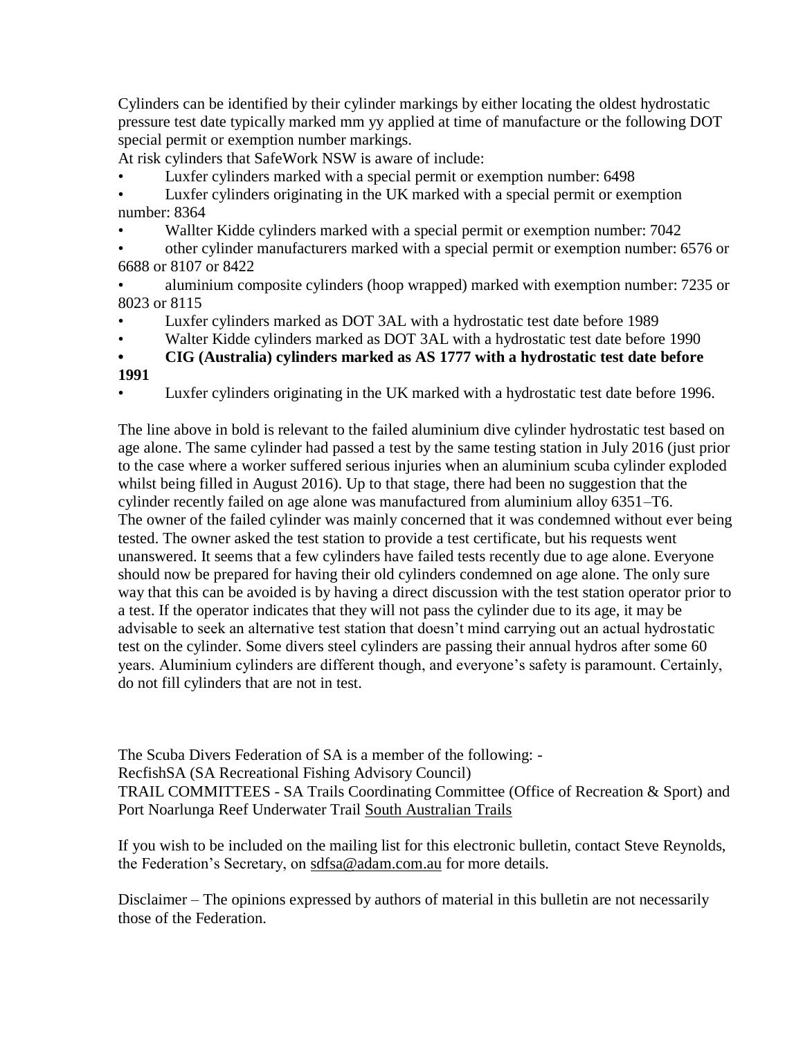Cylinders can be identified by their cylinder markings by either locating the oldest hydrostatic pressure test date typically marked mm yy applied at time of manufacture or the following DOT special permit or exemption number markings.

At risk cylinders that SafeWork NSW is aware of include:

- Luxfer cylinders marked with a special permit or exemption number: 6498
- Luxfer cylinders originating in the UK marked with a special permit or exemption number: 8364
- Wallter Kidde cylinders marked with a special permit or exemption number: 7042
- other cylinder manufacturers marked with a special permit or exemption number: 6576 or 6688 or 8107 or 8422
- aluminium composite cylinders (hoop wrapped) marked with exemption number: 7235 or 8023 or 8115
- Luxfer cylinders marked as DOT 3AL with a hydrostatic test date before 1989
- Walter Kidde cylinders marked as DOT 3AL with a hydrostatic test date before 1990
- **CIG (Australia) cylinders marked as AS 1777 with a hydrostatic test date before 1991**
- Luxfer cylinders originating in the UK marked with a hydrostatic test date before 1996.

The line above in bold is relevant to the failed aluminium dive cylinder hydrostatic test based on age alone. The same cylinder had passed a test by the same testing station in July 2016 (just prior to the case where a worker suffered serious injuries when an aluminium scuba cylinder exploded whilst being filled in August 2016). Up to that stage, there had been no suggestion that the cylinder recently failed on age alone was manufactured from aluminium alloy 6351–T6.

The owner of the failed cylinder was mainly concerned that it was condemned without ever being tested. The owner asked the test station to provide a test certificate, but his requests went unanswered. It seems that a few cylinders have failed tests recently due to age alone. Everyone should now be prepared for having their old cylinders condemned on age alone. The only sure way that this can be avoided is by having a direct discussion with the test station operator prior to a test. If the operator indicates that they will not pass the cylinder due to its age, it may be advisable to seek an alternative test station that doesn't mind carrying out an actual hydrostatic test on the cylinder. Some divers steel cylinders are passing their annual hydros after some 60 years. Aluminium cylinders are different though, and everyone's safety is paramount. Certainly, do not fill cylinders that are not in test.

The Scuba Divers Federation of SA is a member of the following: -

RecfishSA (SA Recreational Fishing Advisory Council)

TRAIL COMMITTEES - SA Trails Coordinating Committee (Office of Recreation & Sport) and Port Noarlunga Reef Underwater Trail South Australian Trails

If you wish to be included on the mailing list for this electronic bulletin, contact Steve Reynolds, the Federation's Secretary, on sdfsa@adam.com.au for more details.

Disclaimer – The opinions expressed by authors of material in this bulletin are not necessarily those of the Federation.